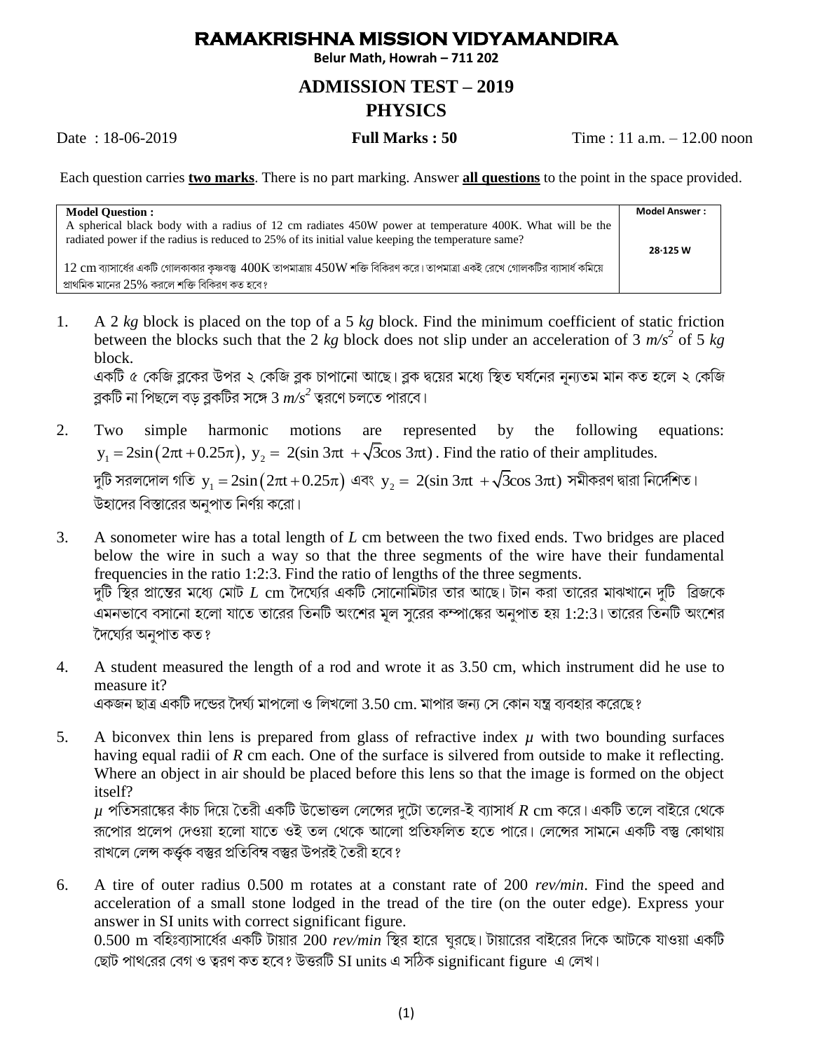# RAMAKRISHNA MISSION VIDYAMANDIRA

**Belur Math, Howrah – 711 202**

## ADMISSION TEST – 2019

## PHYSICS

Date : 18-06-2019 **Full Marks : 50** Time : 11 a.m. – 12.00 noon

Each question carries **two marks**. There is no part marking. Answer **all questions** to the point in the space provided.

| **Model Question :** | **Model Answer :** |
|---|---|
| A spherical black body with a radius of 12 cm radiates 450W power at temperature 400K. What will be the radiated power if the radius is reduced to 25% of its initial value keeping the temperature same? 12 cm ব্যাসার্ধের একটি গোলকাকার কৃষ্ণবস্তু 400K তাপমাত্রায় 450W শক্তি বিকিরণ করে। তাপমাত্রা একই রেখে গোলকটির ব্যাসার্ধ কমিয়ে প্রাথমিক মানের 25% করলে শক্তি বিকিরণ কত হবে? | 28·125 W |

1. A 2 *kg* block is placed on the top of a 5 *kg* block. Find the minimum coefficient of static friction between the blocks such that the 2 *kg* block does not slip under an acceleration of 3 $m/s^2$ of 5 *kg* block.
   একটি ৫ কেজি ব্লকের উপর ২ কেজি ব্লক চাপানো আছে। ব্লক দ্বয়ের মধ্যে স্থিত ঘর্ষনের নূন্যতম মান কত হলে ২ কেজি ব্লকটি না পিছলে বড় ব্লকটির সঙ্গে 3 $m/s^2$ ত্বরণে চলতে পারবে।

2. Two simple harmonic motions are represented by the following equations: $y_1 = 2\sin(2\pi t + 0.25\pi)$, $y_2 = 2(\sin 3\pi t + \sqrt{3}\cos 3\pi t)$. Find the ratio of their amplitudes.
   দুটি সরলদোল গতি $y_1 = 2\sin(2\pi t + 0.25\pi)$ এবং $y_2 = 2(\sin 3\pi t + \sqrt{3}\cos 3\pi t)$ সমীকরণ দ্বারা নির্দেশিত। উহাদের বিস্তারের অনুপাত নির্ণয় করো।

3. A sonometer wire has a total length of *L* cm between the two fixed ends. Two bridges are placed below the wire in such a way so that the three segments of the wire have their fundamental frequencies in the ratio 1:2:3. Find the ratio of lengths of the three segments.
   দুটি স্থির প্রান্তের মধ্যে মোট *L* cm দৈর্ঘ্যের একটি সোনোমিটার তার আছে। টান করা তারের মাঝখানে দুটি ব্রিজকে এমনভাবে বসানো হলো যাতে তারের তিনটি অংশের মূল সুরের কম্পাঙ্কের অনুপাত হয় 1:2:3। তারের তিনটি অংশের দৈর্ঘ্যের অনুপাত কত?

4. A student measured the length of a rod and wrote it as 3.50 cm, which instrument did he use to measure it?
   একজন ছাত্র একটি দন্ডের দৈর্ঘ্য মাপলো ও লিখলো 3.50 cm. মাপার জন্য সে কোন যন্ত্র ব্যবহার করেছে?

5. A biconvex thin lens is prepared from glass of refractive index $\mu$ with two bounding surfaces having equal radii of *R* cm each. One of the surface is silvered from outside to make it reflecting. Where an object in air should be placed before this lens so that the image is formed on the object itself?
   $\mu$ প্রতিসরাঙ্কের কাঁচ দিয়ে তৈরী একটি উভোত্তল লেন্সের দুটো তলের-ই ব্যাসার্ধ *R* cm করে। একটি তলে বাইরে থেকে রূপোর প্রলেপ দেওয়া হলো যাতে ওই তল থেকে আলো প্রতিফলিত হতে পারে। লেন্সের সামনে একটি বস্তু কোথায় রাখলে লেন্স কর্তৃক বস্তুর প্রতিবিম্ব বস্তুর উপরই তৈরী হবে?

6. A tire of outer radius 0.500 m rotates at a constant rate of 200 *rev/min*. Find the speed and acceleration of a small stone lodged in the tread of the tire (on the outer edge). Express your answer in SI units with correct significant figure.
   0.500 m বহিঃব্যাসার্ধের একটি টায়ার 200 *rev/min* স্থির হারে ঘুরছে। টায়ারের বাইরের দিকে আটকে যাওয়া একটি ছোট পাথরের বেগ ও ত্বরণ কত হবে? উত্তরটি SI units এ সঠিক significant figure এ লেখ।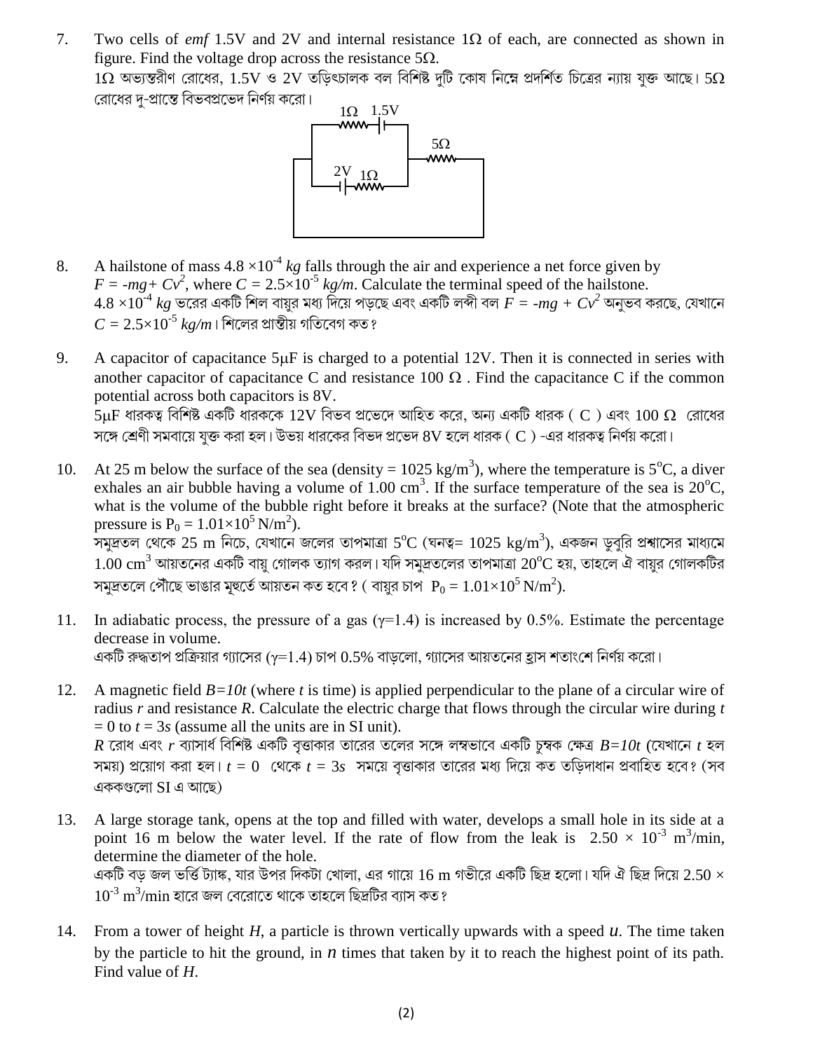7. Two cells of *emf* 1.5V and 2V and internal resistance 1Ω of each, are connected as shown in figure. Find the voltage drop across the resistance 5Ω.
 1Ω অভ্যন্তরীণ রোধের, 1.5V ও 2V তড়িৎচালক বল বিশিষ্ট দুটি কোষ নিম্নে প্রদর্শিত চিত্রের ন্যায় যুক্ত আছে। 5Ω রোধের দু-প্রান্তে বিভবপ্রভেদ নির্ণয় করো।

8. A hailstone of mass $4.8 \times 10^{-4}$ *kg* falls through the air and experience a net force given by $F = -mg + Cv^2$, where $C = 2.5\times10^{-5}$ *kg/m*. Calculate the terminal speed of the hailstone.
 $4.8 \times 10^{-4}$ *kg* ভরের একটি শিল বায়ুর মধ্য দিয়ে পড়ছে এবং একটি লব্ধী বল $F = -mg + Cv^2$ অনুভব করছে, যেখানে $C = 2.5\times10^{-5}$ *kg/m*। শিলের প্রান্তীয় গতিবেগ কত?

9. A capacitor of capacitance 5μF is charged to a potential 12V. Then it is connected in series with another capacitor of capacitance C and resistance 100 Ω . Find the capacitance C if the common potential across both capacitors is 8V.
 5μF ধারকত্ব বিশিষ্ট একটি ধারককে 12V বিভব প্রভেদে আহিত করে, অন্য একটি ধারক ( C ) এবং 100 Ω রোধের সঙ্গে শ্রেণী সমবায়ে যুক্ত করা হল। উভয় ধারকের বিভদ প্রভেদ 8V হলে ধারক ( C ) -এর ধারকত্ব নির্ণয় করো।

10. At 25 m below the surface of the sea (density = 1025 kg/m$^3$), where the temperature is 5$^o$C, a diver exhales an air bubble having a volume of 1.00 cm$^3$. If the surface temperature of the sea is 20$^o$C, what is the volume of the bubble right before it breaks at the surface? (Note that the atmospheric pressure is $P_0 = 1.01\times10^5$ N/m$^2$).
 সমুদ্রতল থেকে 25 m নিচে, যেখানে জলের তাপমাত্রা 5$^o$C (ঘনত্ব= 1025 kg/m$^3$), একজন ডুবুরি প্রশ্বাসের মাধ্যমে 1.00 cm$^3$ আয়তনের একটি বায়ু গোলক ত্যাগ করল। যদি সমুদ্রতলের তাপমাত্রা 20$^o$C হয়, তাহলে ঐ বায়ুর গোলকটির সমুদ্রতলে পৌঁছে ভাঙার মূহূর্তে আয়তন কত হবে? ( বায়ুর চাপ $P_0 = 1.01\times10^5$ N/m$^2$).

11. In adiabatic process, the pressure of a gas ($\gamma$=1.4) is increased by 0.5%. Estimate the percentage decrease in volume.
 একটি রুদ্ধতাপ প্রক্রিয়ার গ্যাসের ($\gamma$=1.4) চাপ 0.5% বাড়লো, গ্যাসের আয়তনের হ্রাস শতাংশে নির্ণয় করো।

12. A magnetic field $B=10t$ (where $t$ is time) is applied perpendicular to the plane of a circular wire of radius $r$ and resistance $R$. Calculate the electric charge that flows through the circular wire during $t$ = 0 to $t$ = 3*s* (assume all the units are in SI unit).
 $R$ রোধ এবং $r$ ব্যাসার্ধ বিশিষ্ট একটি বৃত্তাকার তারের তলের সঙ্গে লম্বভাবে একটি চুম্বক ক্ষেত্র $B=10t$ (যেখানে $t$ হল সময়) প্রয়োগ করা হল। $t$ = 0 থেকে $t$ = 3*s* সময়ে বৃত্তাকার তারের মধ্য দিয়ে কত তড়িদাধান প্রবাহিত হবে? (সব এককগুলো SI এ আছে)

13. A large storage tank, opens at the top and filled with water, develops a small hole in its side at a point 16 m below the water level. If the rate of flow from the leak is $2.50 \times 10^{-3}$ m$^3$/min, determine the diameter of the hole.
 একটি বড় জল ভর্তি ট্যাঙ্ক, যার উপর দিকটা খোলা, এর গায়ে 16 m গভীরে একটি ছিদ্র হলো। যদি ঐ ছিদ্র দিয়ে $2.50 \times 10^{-3}$ m$^3$/min হারে জল বেরোতে থাকে তাহলে ছিদ্রটির ব্যাস কত?

14. From a tower of height $H$, a particle is thrown vertically upwards with a speed $u$. The time taken by the particle to hit the ground, in $n$ times that taken by it to reach the highest point of its path. Find value of $H$.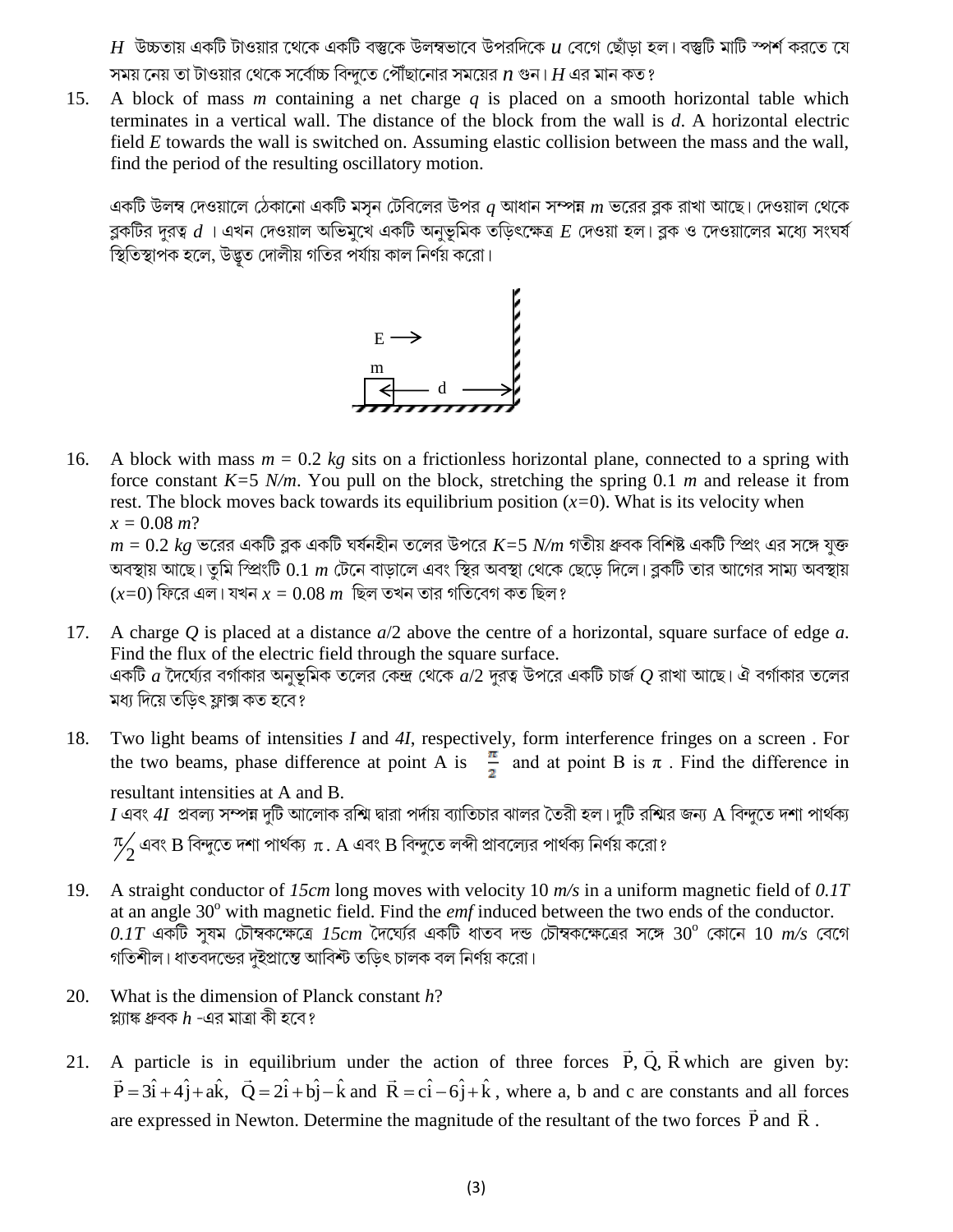$H$ উচ্চতায় একটি টাওয়ার থেকে একটি বস্তুকে উলম্বভাবে উপরদিকে $u$ বেগে ছোঁড়া হল। বস্তুটি মাটি স্পর্শ করতে যে সময় নেয় তা টাওয়ার থেকে সর্বোচ্চ বিন্দুতে পৌঁছানোর সময়ের $n$ গুন। $H$ এর মান কত?

15. A block of mass $m$ containing a net charge $q$ is placed on a smooth horizontal table which terminates in a vertical wall. The distance of the block from the wall is $d$. A horizontal electric field $E$ towards the wall is switched on. Assuming elastic collision between the mass and the wall, find the period of the resulting oscillatory motion.

    একটি উলম্ব দেওয়ালে ঠেকানো একটি মসৃন টেবিলের উপর $q$ আধান সম্পন্ন $m$ ভরের ব্লক রাখা আছে। দেওয়াল থেকে ব্লকটির দূরত্ব $d$ । এখন দেওয়াল অভিমুখে একটি অনুভূমিক তড়িৎক্ষেত্র $E$ দেওয়া হল। ব্লক ও দেওয়ালের মধ্যে সংঘর্ষ স্থিতিস্থাপক হলে, উদ্ভূত দোলীয় গতির পর্যায় কাল নির্ণয় করো।

16. A block with mass $m$ = 0.2 *kg* sits on a frictionless horizontal plane, connected to a spring with force constant $K$=5 *N/m*. You pull on the block, stretching the spring 0.1 *m* and release it from rest. The block moves back towards its equilibrium position ($x$=0). What is its velocity when $x$ = 0.08 *m*?

    $m$ = 0.2 *kg* ভরের একটি ব্লক একটি ঘর্ষনহীন তলের উপরে $K$=5 *N/m* গতীয় ধ্রুবক বিশিষ্ট একটি স্প্রিং এর সঙ্গে যুক্ত অবস্থায় আছে। তুমি স্প্রিংটি 0.1 *m* টেনে বাড়ালে এবং স্থির অবস্থা থেকে ছেড়ে দিলে। ব্লকটি তার আগের সাম্য অবস্থায় ($x$=0) ফিরে এল। যখন $x$ = 0.08 *m* ছিল তখন তার গতিবেগ কত ছিল?

17. A charge $Q$ is placed at a distance $a/2$ above the centre of a horizontal, square surface of edge $a$. Find the flux of the electric field through the square surface.

    একটি $a$ দৈর্ঘ্যের বর্গাকার অনুভূমিক তলের কেন্দ্র থেকে $a/2$ দূরত্ব উপরে একটি চার্জ $Q$ রাখা আছে। ঐ বর্গাকার তলের মধ্য দিয়ে তড়িৎ ফ্লাক্স কত হবে?

18. Two light beams of intensities $I$ and $4I$, respectively, form interference fringes on a screen . For the two beams, phase difference at point A is $\frac{\pi}{2}$ and at point B is $\pi$ . Find the difference in resultant intensities at A and B.

    $I$ এবং $4I$ প্রবল্য সম্পন্ন দুটি আলোক রশ্মি দ্বারা পর্দায় ব্যাতিচার ঝালর তৈরী হল। দুটি রশ্মির জন্য A বিন্দুতে দশা পার্থক্য $\pi/2$ এবং B বিন্দুতে দশা পার্থক্য $\pi$. A এবং B বিন্দুতে লব্ধী প্রাবল্যের পার্থক্য নির্ণয় করো?

19. A straight conductor of *15cm* long moves with velocity 10 *m/s* in a uniform magnetic field of *0.1T* at an angle $30^o$ with magnetic field. Find the *emf* induced between the two ends of the conductor.

    *0.1T* একটি সুষম চৌম্বকক্ষেত্রে *15cm* দৈর্ঘ্যের একটি ধাতব দন্ড চৌম্বকক্ষেত্রের সঙ্গে $30^o$ কোনে 10 *m/s* বেগে গতিশীল। ধাতবদন্ডের দুইপ্রান্তে আবিশ্ট তড়িৎ চালক বল নির্ণয় করো।

20. What is the dimension of Planck constant $h$?

    প্ল্যাঙ্ক ধ্রুবক $h$ -এর মাত্রা কী হবে?

21. A particle is in equilibrium under the action of three forces $\vec{P}, \vec{Q}, \vec{R}$ which are given by: $\vec{P} = 3\hat{i} + 4\hat{j} + a\hat{k}$, $\vec{Q} = 2\hat{i} + b\hat{j} - \hat{k}$ and $\vec{R} = c\hat{i} - 6\hat{j} + \hat{k}$ , where a, b and c are constants and all forces are expressed in Newton. Determine the magnitude of the resultant of the two forces $\vec{P}$ and $\vec{R}$ .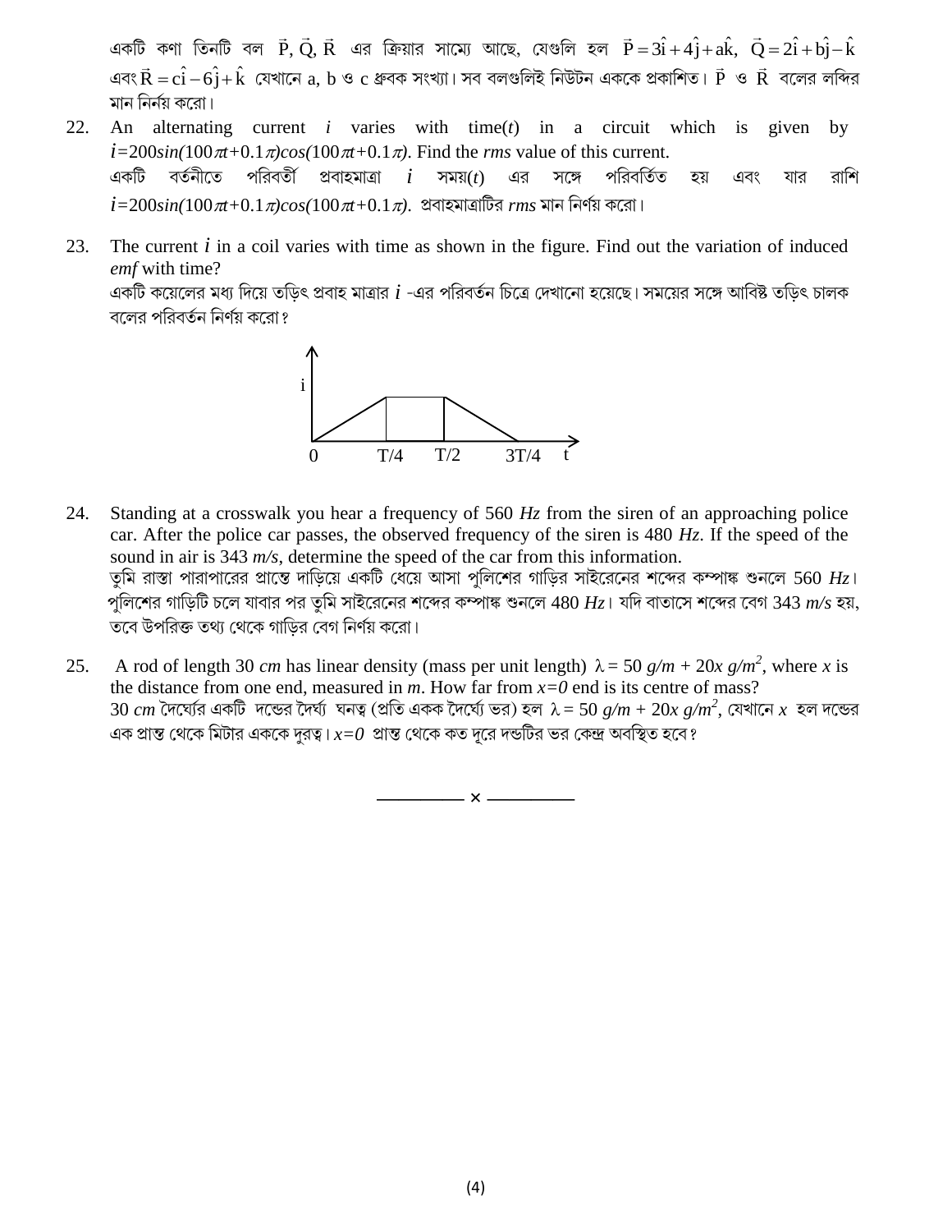একটি কণা তিনটি বল $\vec{P}, \vec{Q}, \vec{R}$ এর ক্রিয়ার সাম্যে আছে, যেগুলি হল $\vec{P} = 3\hat{i} + 4\hat{j} + a\hat{k}$, $\vec{Q} = 2\hat{i} + b\hat{j} - \hat{k}$ এবং $\vec{R} = c\hat{i} - 6\hat{j} + \hat{k}$ যেখানে a, b ও c ধ্রুবক সংখ্যা। সব বলগুলিই নিউটন এককে প্রকাশিত। $\vec{P}$ ও $\vec{R}$ বলের লব্দির মান নির্নয় করো।

22. An alternating current $i$ varies with time($t$) in a circuit which is given by $i=200\sin(100\pi t+0.1\pi)\cos(100\pi t+0.1\pi)$. Find the *rms* value of this current.
একটি বর্তনীতে পরিবর্তী প্রবাহমাত্রা $i$ সময়($t$) এর সঙ্গে পরিবর্তিত হয় এবং যার রাশি $i=200\sin(100\pi t+0.1\pi)\cos(100\pi t+0.1\pi)$. প্রবাহমাত্রাটির *rms* মান নির্ণয় করো।

23. The current $i$ in a coil varies with time as shown in the figure. Find out the variation of induced *emf* with time?
একটি কয়েলের মধ্য দিয়ে তড়িৎ প্রবাহ মাত্রার $i$ -এর পরিবর্তন চিত্রে দেখানো হয়েছে। সময়ের সঙ্গে আবিষ্ট তড়িৎ চালক বলের পরিবর্তন নির্ণয় করো?

i

0 T/4 T/2 3T/4 t

24. Standing at a crosswalk you hear a frequency of 560 *Hz* from the siren of an approaching police car. After the police car passes, the observed frequency of the siren is 480 *Hz*. If the speed of the sound in air is 343 *m/s*, determine the speed of the car from this information.
তুমি রাস্তা পারাপারের প্রান্তে দাড়িয়ে একটি ধেয়ে আসা পুলিশের গাড়ির সাইরেনের শব্দের কম্পাঙ্ক শুনলে 560 *Hz*। পুলিশের গাড়িটি চলে যাবার পর তুমি সাইরেনের শব্দের কম্পাঙ্ক শুনলে 480 *Hz*। যদি বাতাসে শব্দের বেগ 343 *m/s* হয়, তবে উপরিক্ত তথ্য থেকে গাড়ির বেগ নির্ণয় করো।

25. A rod of length 30 *cm* has linear density (mass per unit length) $\lambda = 50\ g/m + 20x\ g/m^2$, where $x$ is the distance from one end, measured in *m*. How far from $x=0$ end is its centre of mass?
30 *cm* দৈর্ঘ্যের একটি দন্ডের দৈর্ঘ্য ঘনত্ব (প্রতি একক দৈর্ঘ্যে ভর) হল $\lambda = 50\ g/m + 20x\ g/m^2$, যেখানে $x$ হল দন্ডের এক প্রান্ত থেকে মিটার এককে দুরত্ব। $x=0$ প্রান্ত থেকে কত দূরে দন্ডটির ভর কেন্দ্র অবস্থিত হবে?

———— × ————